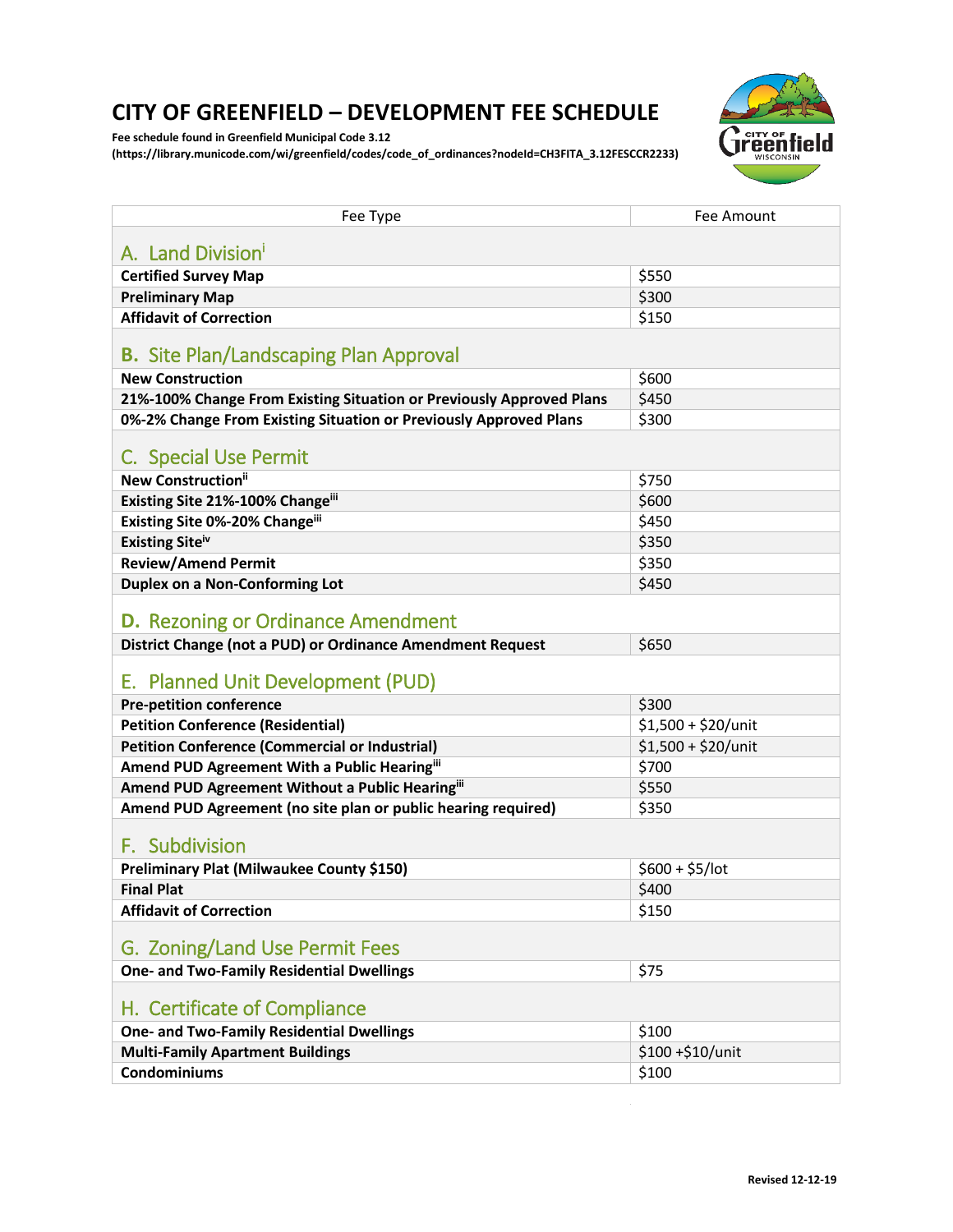# CITY OF GREENFIELD – DEVELOPMENT FEE SCHEDULE

**Fee schedule found in Greenfield Municipal Code 3.12**
**(https://library.municode.com/wi/greenfield/codes/code_of_ordinances?nodeId=CH3FITA_3.12FESCCR2233)**

| Fee Type | Fee Amount |
|---|---|
| **A. Land Division[i]** | |
| **Certified Survey Map** | $550 |
| **Preliminary Map** | $300 |
| **Affidavit of Correction** | $150 |
| **B. Site Plan/Landscaping Plan Approval** | |
| **New Construction** | $600 |
| **21%-100% Change From Existing Situation or Previously Approved Plans** | $450 |
| **0%-2% Change From Existing Situation or Previously Approved Plans** | $300 |
| **C. Special Use Permit** | |
| **New Construction[ii]** | $750 |
| **Existing Site 21%-100% Change[iii]** | $600 |
| **Existing Site 0%-20% Change[iii]** | $450 |
| **Existing Site[iv]** | $350 |
| **Review/Amend Permit** | $350 |
| **Duplex on a Non-Conforming Lot** | $450 |
| **D. Rezoning or Ordinance Amendment** | |
| **District Change (not a PUD) or Ordinance Amendment Request** | $650 |
| **E. Planned Unit Development (PUD)** | |
| **Pre-petition conference** | $300 |
| **Petition Conference (Residential)** | $1,500 + $20/unit |
| **Petition Conference (Commercial or Industrial)** | $1,500 + $20/unit |
| **Amend PUD Agreement With a Public Hearing[iii]** | $700 |
| **Amend PUD Agreement Without a Public Hearing[iii]** | $550 |
| **Amend PUD Agreement (no site plan or public hearing required)** | $350 |
| **F. Subdivision** | |
| **Preliminary Plat (Milwaukee County $150)** | $600 + $5/lot |
| **Final Plat** | $400 |
| **Affidavit of Correction** | $150 |
| **G. Zoning/Land Use Permit Fees** | |
| **One- and Two-Family Residential Dwellings** | $75 |
| **H. Certificate of Compliance** | |
| **One- and Two-Family Residential Dwellings** | $100 |
| **Multi-Family Apartment Buildings** | $100 +$10/unit |
| **Condominiums** | $100 |

**Revised 12-12-19**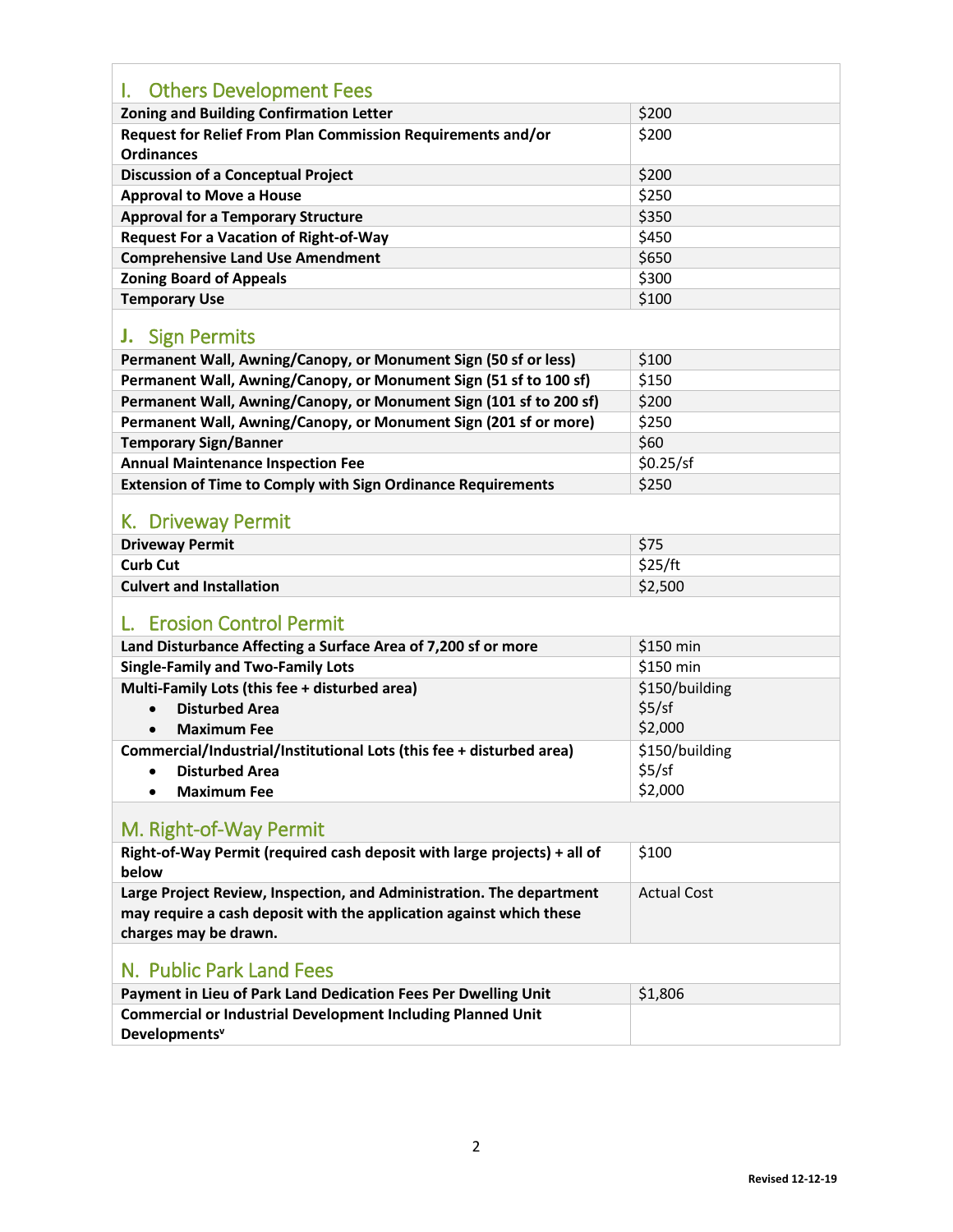## I. Others Development Fees

| | |
|---|---|
| **Zoning and Building Confirmation Letter** | $200 |
| **Request for Relief From Plan Commission Requirements and/or Ordinances** | $200 |
| **Discussion of a Conceptual Project** | $200 |
| **Approval to Move a House** | $250 |
| **Approval for a Temporary Structure** | $350 |
| **Request For a Vacation of Right-of-Way** | $450 |
| **Comprehensive Land Use Amendment** | $650 |
| **Zoning Board of Appeals** | $300 |
| **Temporary Use** | $100 |

## J. Sign Permits

| | |
|---|---|
| **Permanent Wall, Awning/Canopy, or Monument Sign (50 sf or less)** | $100 |
| **Permanent Wall, Awning/Canopy, or Monument Sign (51 sf to 100 sf)** | $150 |
| **Permanent Wall, Awning/Canopy, or Monument Sign (101 sf to 200 sf)** | $200 |
| **Permanent Wall, Awning/Canopy, or Monument Sign (201 sf or more)** | $250 |
| **Temporary Sign/Banner** | $60 |
| **Annual Maintenance Inspection Fee** | $0.25/sf |
| **Extension of Time to Comply with Sign Ordinance Requirements** | $250 |

## K. Driveway Permit

| | |
|---|---|
| **Driveway Permit** | $75 |
| **Curb Cut** | $25/ft |
| **Culvert and Installation** | $2,500 |

## L. Erosion Control Permit

| | |
|---|---|
| **Land Disturbance Affecting a Surface Area of 7,200 sf or more** | $150 min |
| **Single-Family and Two-Family Lots** | $150 min |
| **Multi-Family Lots (this fee + disturbed area)** | $150/building |
| • **Disturbed Area** | $5/sf |
| • **Maximum Fee** | $2,000 |
| **Commercial/Industrial/Institutional Lots (this fee + disturbed area)** | $150/building |
| • **Disturbed Area** | $5/sf |
| • **Maximum Fee** | $2,000 |

## M. Right-of-Way Permit

| | |
|---|---|
| **Right-of-Way Permit (required cash deposit with large projects) + all of below** | $100 |
| **Large Project Review, Inspection, and Administration. The department may require a cash deposit with the application against which these charges may be drawn.** | Actual Cost |

## N. Public Park Land Fees

| | |
|---|---|
| **Payment in Lieu of Park Land Dedication Fees Per Dwelling Unit** | $1,806 |
| **Commercial or Industrial Development Including Planned Unit Developments**[v] | |

Revised 12-12-19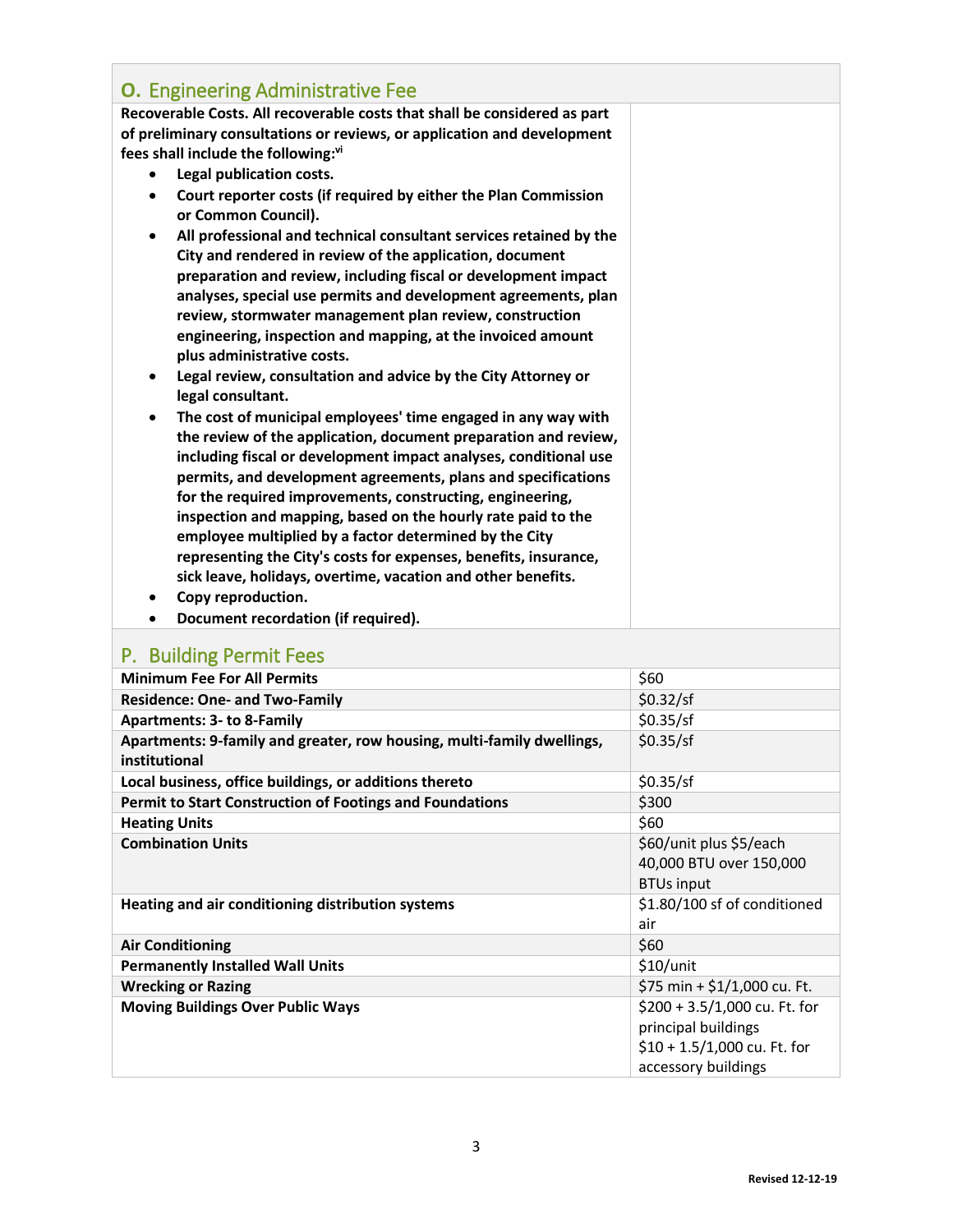## O. Engineering Administrative Fee

**Recoverable Costs. All recoverable costs that shall be considered as part of preliminary consultations or reviews, or application and development fees shall include the following:**[vi]

- **Legal publication costs.**
- **Court reporter costs (if required by either the Plan Commission or Common Council).**
- **All professional and technical consultant services retained by the City and rendered in review of the application, document preparation and review, including fiscal or development impact analyses, special use permits and development agreements, plan review, stormwater management plan review, construction engineering, inspection and mapping, at the invoiced amount plus administrative costs.**
- **Legal review, consultation and advice by the City Attorney or legal consultant.**
- **The cost of municipal employees' time engaged in any way with the review of the application, document preparation and review, including fiscal or development impact analyses, conditional use permits, and development agreements, plans and specifications for the required improvements, constructing, engineering, inspection and mapping, based on the hourly rate paid to the employee multiplied by a factor determined by the City representing the City's costs for expenses, benefits, insurance, sick leave, holidays, overtime, vacation and other benefits.**
- **Copy reproduction.**
- **Document recordation (if required).**

## P. Building Permit Fees

| | |
|---|---|
| **Minimum Fee For All Permits** | $60 |
| **Residence: One- and Two-Family** | $0.32/sf |
| **Apartments: 3- to 8-Family** | $0.35/sf |
| **Apartments: 9-family and greater, row housing, multi-family dwellings, institutional** | $0.35/sf |
| **Local business, office buildings, or additions thereto** | $0.35/sf |
| **Permit to Start Construction of Footings and Foundations** | $300 |
| **Heating Units** | $60 |
| **Combination Units** | $60/unit plus $5/each 40,000 BTU over 150,000 BTUs input |
| **Heating and air conditioning distribution systems** | $1.80/100 sf of conditioned air |
| **Air Conditioning** | $60 |
| **Permanently Installed Wall Units** | $10/unit |
| **Wrecking or Razing** | $75 min + $1/1,000 cu. Ft. |
| **Moving Buildings Over Public Ways** | $200 + 3.5/1,000 cu. Ft. for principal buildings<br>$10 + 1.5/1,000 cu. Ft. for accessory buildings |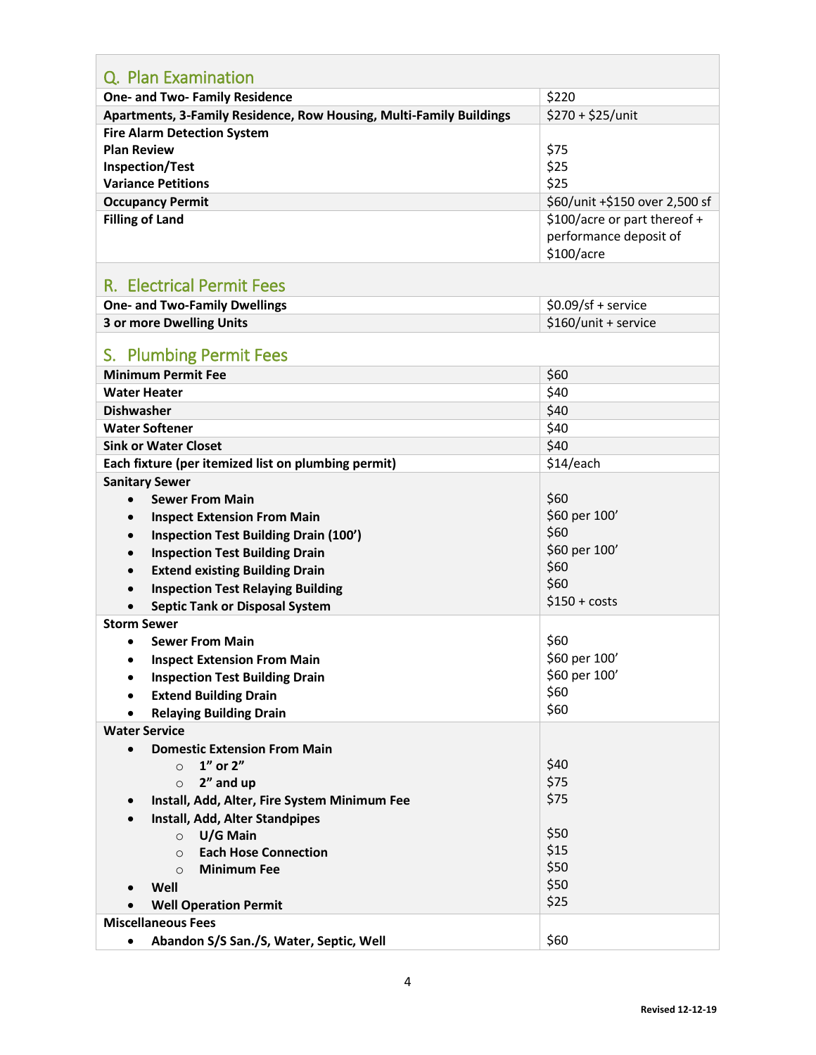## Q. Plan Examination

| Item | Fee |
|---|---|
| **One- and Two- Family Residence** | $220 |
| **Apartments, 3-Family Residence, Row Housing, Multi-Family Buildings** | $270 + $25/unit |
| **Fire Alarm Detection System** | |
| **Plan Review** | $75 |
| **Inspection/Test** | $25 |
| **Variance Petitions** | $25 |
| **Occupancy Permit** | $60/unit +$150 over 2,500 sf |
| **Filling of Land** | $100/acre or part thereof + performance deposit of $100/acre |

## R. Electrical Permit Fees

| Item | Fee |
|---|---|
| **One- and Two-Family Dwellings** | $0.09/sf + service |
| **3 or more Dwelling Units** | $160/unit + service |

## S. Plumbing Permit Fees

| Item | Fee |
|---|---|
| **Minimum Permit Fee** | $60 |
| **Water Heater** | $40 |
| **Dishwasher** | $40 |
| **Water Softener** | $40 |
| **Sink or Water Closet** | $40 |
| **Each fixture (per itemized list on plumbing permit)** | $14/each |
| **Sanitary Sewer** | |
| • **Sewer From Main** | $60 |
| • **Inspect Extension From Main** | $60 per 100' |
| • **Inspection Test Building Drain (100')** | $60 |
| • **Inspection Test Building Drain** | $60 per 100' |
| • **Extend existing Building Drain** | $60 |
| • **Inspection Test Relaying Building** | $60 |
| • **Septic Tank or Disposal System** | $150 + costs |
| **Storm Sewer** | |
| • **Sewer From Main** | $60 |
| • **Inspect Extension From Main** | $60 per 100' |
| • **Inspection Test Building Drain** | $60 per 100' |
| • **Extend Building Drain** | $60 |
| • **Relaying Building Drain** | $60 |
| **Water Service** | |
| • **Domestic Extension From Main** | |
| ○ **1" or 2"** | $40 |
| ○ **2" and up** | $75 |
| • **Install, Add, Alter, Fire System Minimum Fee** | $75 |
| • **Install, Add, Alter Standpipes** | |
| ○ **U/G Main** | $50 |
| ○ **Each Hose Connection** | $15 |
| ○ **Minimum Fee** | $50 |
| • **Well** | $50 |
| • **Well Operation Permit** | $25 |
| **Miscellaneous Fees** | |
| • **Abandon S/S San./S, Water, Septic, Well** | $60 |

Revised 12-12-19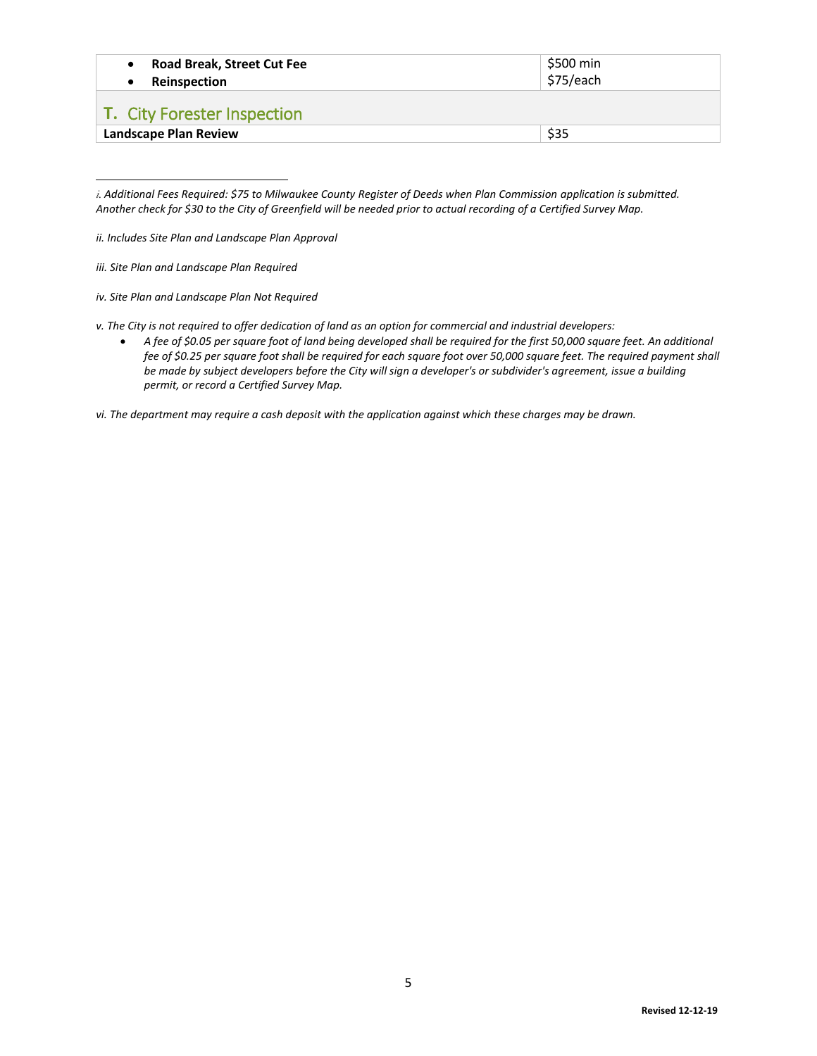| | |
|---|---|
| • **Road Break, Street Cut Fee**<br>• **Reinspection** | $500 min<br>$75/each |

## T. City Forester Inspection

| | |
|---|---|
| **Landscape Plan Review** | $35 |

---

*i. Additional Fees Required: $75 to Milwaukee County Register of Deeds when Plan Commission application is submitted. Another check for $30 to the City of Greenfield will be needed prior to actual recording of a Certified Survey Map.*

*ii. Includes Site Plan and Landscape Plan Approval*

*iii. Site Plan and Landscape Plan Required*

*iv. Site Plan and Landscape Plan Not Required*

*v. The City is not required to offer dedication of land as an option for commercial and industrial developers:*

- *A fee of $0.05 per square foot of land being developed shall be required for the first 50,000 square feet. An additional fee of $0.25 per square foot shall be required for each square foot over 50,000 square feet. The required payment shall be made by subject developers before the City will sign a developer's or subdivider's agreement, issue a building permit, or record a Certified Survey Map.*

*vi. The department may require a cash deposit with the application against which these charges may be drawn.*

**Revised 12-12-19**